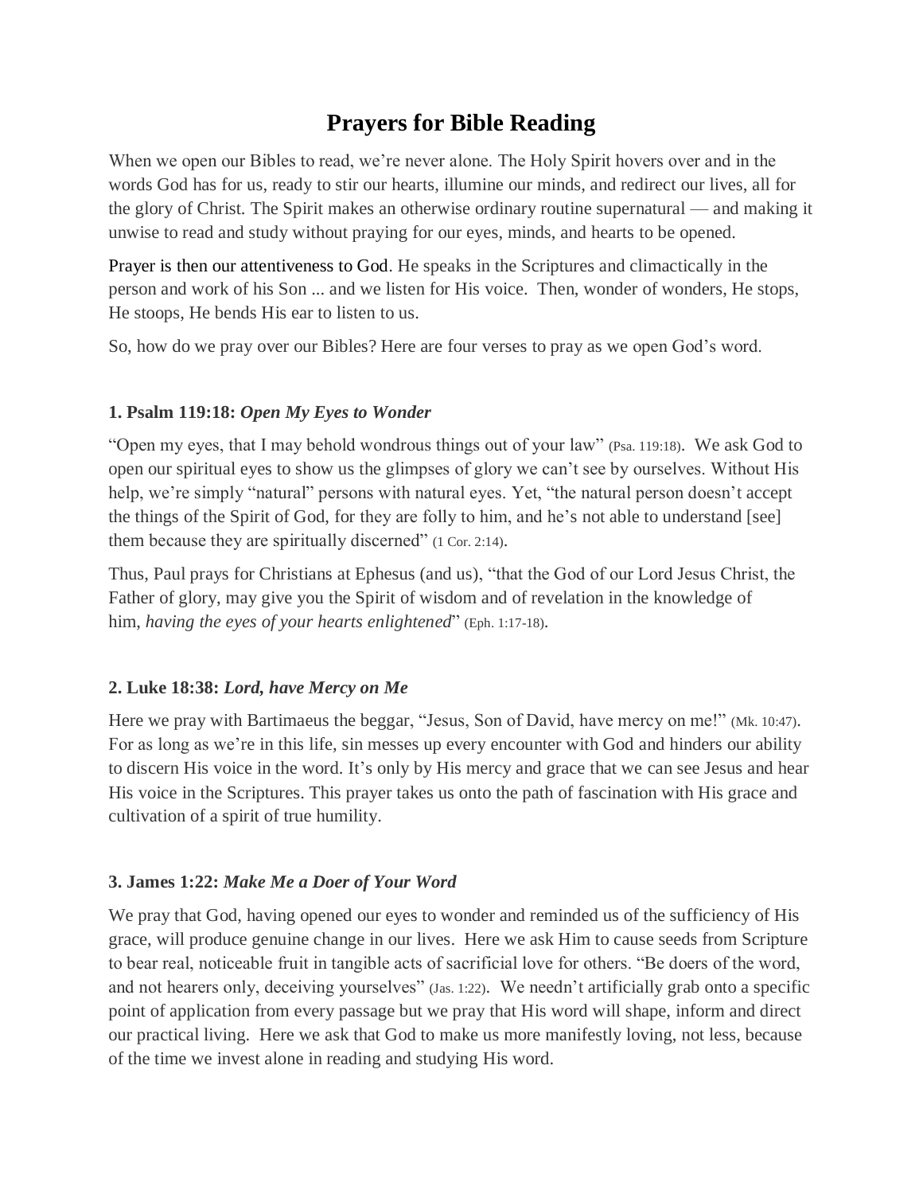# Prayers for Bible Reading

When we open our Bibles to read, we're never alone. The Holy Spirit hovers over and in the words God has for us, ready to stir our hearts, illumine our minds, and redirect our lives, all for the glory of Christ. The Spirit makes an otherwise ordinary routine supernatural — and making it unwise to read and study without praying for our eyes, minds, and hearts to be opened.

Prayer is then our attentiveness to God. He speaks in the Scriptures and climactically in the person and work of his Son ... and we listen for His voice. Then, wonder of wonders, He stops, He stoops, He bends His ear to listen to us.

So, how do we pray over our Bibles? Here are four verses to pray as we open God's word.

### 1. Psalm 119:18: *Open My Eyes to Wonder*

"Open my eyes, that I may behold wondrous things out of your law" (Psa. 119:18). We ask God to open our spiritual eyes to show us the glimpses of glory we can't see by ourselves. Without His help, we're simply "natural" persons with natural eyes. Yet, "the natural person doesn't accept the things of the Spirit of God, for they are folly to him, and he's not able to understand [see] them because they are spiritually discerned" (1 Cor. 2:14).

Thus, Paul prays for Christians at Ephesus (and us), "that the God of our Lord Jesus Christ, the Father of glory, may give you the Spirit of wisdom and of revelation in the knowledge of him, *having the eyes of your hearts enlightened*" (Eph. 1:17-18).

### 2. Luke 18:38: *Lord, have Mercy on Me*

Here we pray with Bartimaeus the beggar, "Jesus, Son of David, have mercy on me!" (Mk. 10:47). For as long as we're in this life, sin messes up every encounter with God and hinders our ability to discern His voice in the word. It's only by His mercy and grace that we can see Jesus and hear His voice in the Scriptures. This prayer takes us onto the path of fascination with His grace and cultivation of a spirit of true humility.

### 3. James 1:22: *Make Me a Doer of Your Word*

We pray that God, having opened our eyes to wonder and reminded us of the sufficiency of His grace, will produce genuine change in our lives. Here we ask Him to cause seeds from Scripture to bear real, noticeable fruit in tangible acts of sacrificial love for others. "Be doers of the word, and not hearers only, deceiving yourselves" (Jas. 1:22). We needn't artificially grab onto a specific point of application from every passage but we pray that His word will shape, inform and direct our practical living. Here we ask that God to make us more manifestly loving, not less, because of the time we invest alone in reading and studying His word.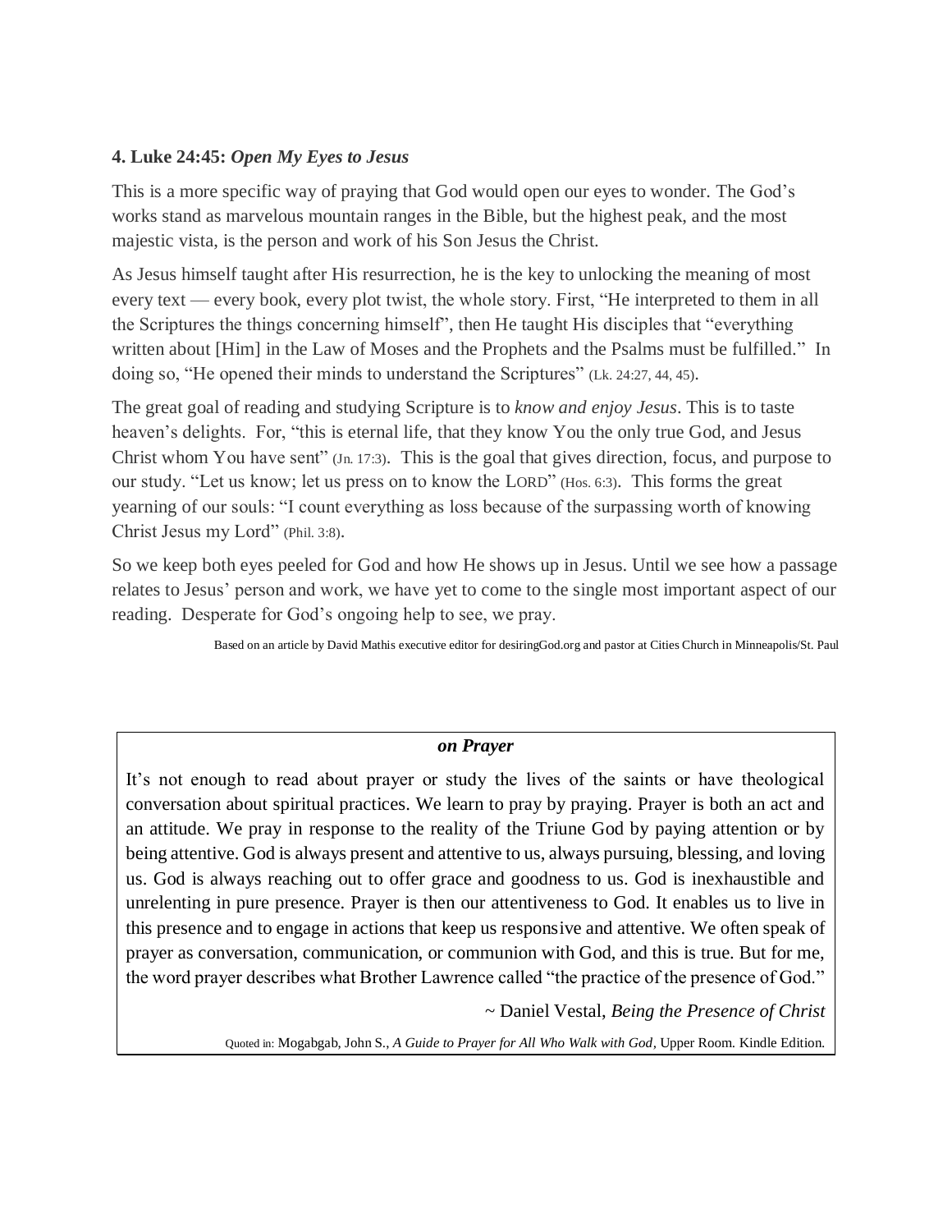### 4. Luke 24:45: *Open My Eyes to Jesus*

This is a more specific way of praying that God would open our eyes to wonder. The God's works stand as marvelous mountain ranges in the Bible, but the highest peak, and the most majestic vista, is the person and work of his Son Jesus the Christ.

As Jesus himself taught after His resurrection, he is the key to unlocking the meaning of most every text — every book, every plot twist, the whole story. First, "He interpreted to them in all the Scriptures the things concerning himself", then He taught His disciples that "everything written about [Him] in the Law of Moses and the Prophets and the Psalms must be fulfilled." In doing so, "He opened their minds to understand the Scriptures" (Lk. 24:27, 44, 45).

The great goal of reading and studying Scripture is to *know and enjoy Jesus*. This is to taste heaven's delights. For, "this is eternal life, that they know You the only true God, and Jesus Christ whom You have sent" (Jn. 17:3). This is the goal that gives direction, focus, and purpose to our study. "Let us know; let us press on to know the LORD" (Hos. 6:3). This forms the great yearning of our souls: "I count everything as loss because of the surpassing worth of knowing Christ Jesus my Lord" (Phil. 3:8).

So we keep both eyes peeled for God and how He shows up in Jesus. Until we see how a passage relates to Jesus' person and work, we have yet to come to the single most important aspect of our reading. Desperate for God's ongoing help to see, we pray.

Based on an article by David Mathis executive editor for desiringGod.org and pastor at Cities Church in Minneapolis/St. Paul

***on Prayer***

It's not enough to read about prayer or study the lives of the saints or have theological conversation about spiritual practices. We learn to pray by praying. Prayer is both an act and an attitude. We pray in response to the reality of the Triune God by paying attention or by being attentive. God is always present and attentive to us, always pursuing, blessing, and loving us. God is always reaching out to offer grace and goodness to us. God is inexhaustible and unrelenting in pure presence. Prayer is then our attentiveness to God. It enables us to live in this presence and to engage in actions that keep us responsive and attentive. We often speak of prayer as conversation, communication, or communion with God, and this is true. But for me, the word prayer describes what Brother Lawrence called "the practice of the presence of God."

~ Daniel Vestal, *Being the Presence of Christ*

Quoted in: Mogabgab, John S., *A Guide to Prayer for All Who Walk with God*, Upper Room. Kindle Edition.